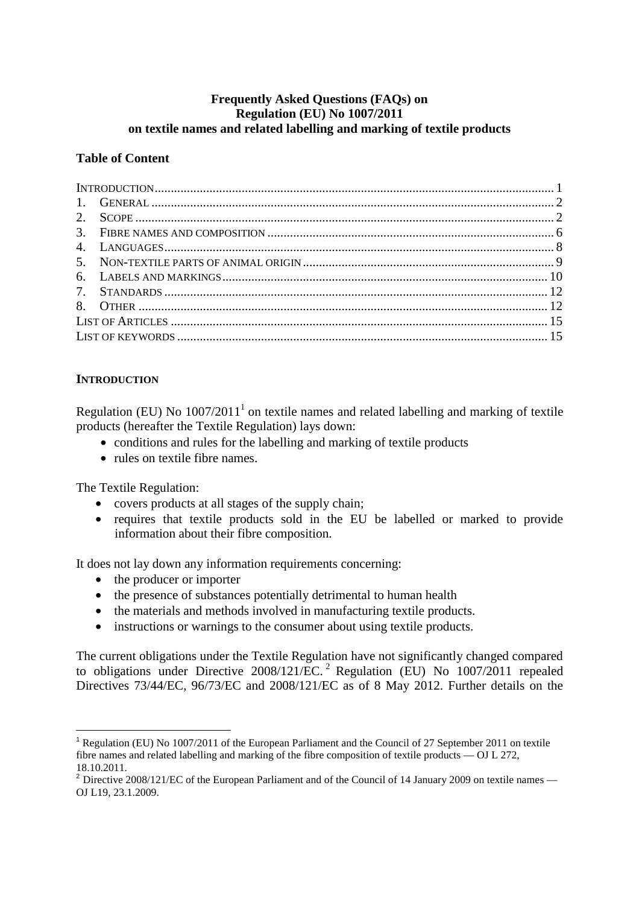**Frequently Asked Questions (FAQs) on**
**Regulation (EU) No 1007/2011**
**on textile names and related labelling and marking of textile products**

## Table of Content

INTRODUCTION .......... 1
1. GENERAL .......... 2
2. SCOPE .......... 2
3. FIBRE NAMES AND COMPOSITION .......... 6
4. LANGUAGES .......... 8
5. NON-TEXTILE PARTS OF ANIMAL ORIGIN .......... 9
6. LABELS AND MARKINGS .......... 10
7. STANDARDS .......... 12
8. OTHER .......... 12
LIST OF ARTICLES .......... 15
LIST OF KEYWORDS .......... 15

## INTRODUCTION

Regulation (EU) No 1007/2011[1] on textile names and related labelling and marking of textile products (hereafter the Textile Regulation) lays down:

- conditions and rules for the labelling and marking of textile products
- rules on textile fibre names.

The Textile Regulation:

- covers products at all stages of the supply chain;
- requires that textile products sold in the EU be labelled or marked to provide information about their fibre composition.

It does not lay down any information requirements concerning:

- the producer or importer
- the presence of substances potentially detrimental to human health
- the materials and methods involved in manufacturing textile products.
- instructions or warnings to the consumer about using textile products.

The current obligations under the Textile Regulation have not significantly changed compared to obligations under Directive 2008/121/EC.[2] Regulation (EU) No 1007/2011 repealed Directives 73/44/EC, 96/73/EC and 2008/121/EC as of 8 May 2012. Further details on the

---

[1] Regulation (EU) No 1007/2011 of the European Parliament and the Council of 27 September 2011 on textile fibre names and related labelling and marking of the fibre composition of textile products — OJ L 272, 18.10.2011.

[2] Directive 2008/121/EC of the European Parliament and of the Council of 14 January 2009 on textile names — OJ L19, 23.1.2009.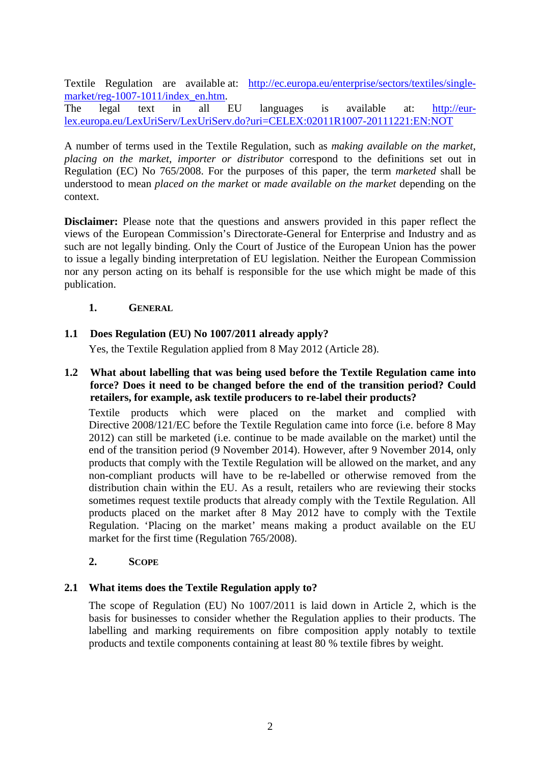Textile Regulation are available at: [http://ec.europa.eu/enterprise/sectors/textiles/single-market/reg-1007-1011/index_en.htm](http://ec.europa.eu/enterprise/sectors/textiles/single-market/reg-1007-1011/index_en.htm).
The legal text in all EU languages is available at: [http://eur-lex.europa.eu/LexUriServ/LexUriServ.do?uri=CELEX:02011R1007-20111221:EN:NOT](http://eur-lex.europa.eu/LexUriServ/LexUriServ.do?uri=CELEX:02011R1007-20111221:EN:NOT)

A number of terms used in the Textile Regulation, such as *making available on the market*, *placing on the market*, *importer or distributor* correspond to the definitions set out in Regulation (EC) No 765/2008. For the purposes of this paper, the term *marketed* shall be understood to mean *placed on the market* or *made available on the market* depending on the context.

**Disclaimer:** Please note that the questions and answers provided in this paper reflect the views of the European Commission's Directorate-General for Enterprise and Industry and as such are not legally binding. Only the Court of Justice of the European Union has the power to issue a legally binding interpretation of EU legislation. Neither the European Commission nor any person acting on its behalf is responsible for the use which might be made of this publication.

## 1. General

### 1.1 Does Regulation (EU) No 1007/2011 already apply?

Yes, the Textile Regulation applied from 8 May 2012 (Article 28).

### 1.2 What about labelling that was being used before the Textile Regulation came into force? Does it need to be changed before the end of the transition period? Could retailers, for example, ask textile producers to re-label their products?

Textile products which were placed on the market and complied with Directive 2008/121/EC before the Textile Regulation came into force (i.e. before 8 May 2012) can still be marketed (i.e. continue to be made available on the market) until the end of the transition period (9 November 2014). However, after 9 November 2014, only products that comply with the Textile Regulation will be allowed on the market, and any non-compliant products will have to be re-labelled or otherwise removed from the distribution chain within the EU. As a result, retailers who are reviewing their stocks sometimes request textile products that already comply with the Textile Regulation. All products placed on the market after 8 May 2012 have to comply with the Textile Regulation. 'Placing on the market' means making a product available on the EU market for the first time (Regulation 765/2008).

## 2. Scope

### 2.1 What items does the Textile Regulation apply to?

The scope of Regulation (EU) No 1007/2011 is laid down in Article 2, which is the basis for businesses to consider whether the Regulation applies to their products. The labelling and marking requirements on fibre composition apply notably to textile products and textile components containing at least 80 % textile fibres by weight.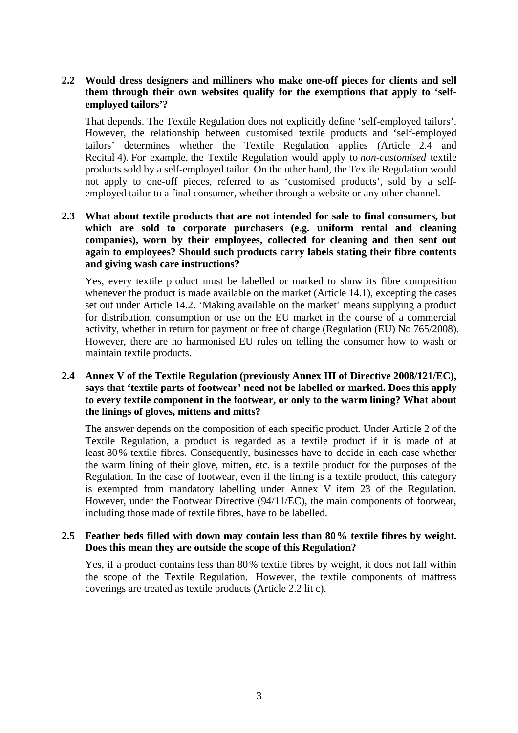**2.2 Would dress designers and milliners who make one-off pieces for clients and sell them through their own websites qualify for the exemptions that apply to 'self-employed tailors'?**

That depends. The Textile Regulation does not explicitly define 'self-employed tailors'. However, the relationship between customised textile products and 'self-employed tailors' determines whether the Textile Regulation applies (Article 2.4 and Recital 4). For example, the Textile Regulation would apply to *non-customised* textile products sold by a self-employed tailor. On the other hand, the Textile Regulation would not apply to one-off pieces, referred to as 'customised products', sold by a self-employed tailor to a final consumer, whether through a website or any other channel.

**2.3 What about textile products that are not intended for sale to final consumers, but which are sold to corporate purchasers (e.g. uniform rental and cleaning companies), worn by their employees, collected for cleaning and then sent out again to employees? Should such products carry labels stating their fibre contents and giving wash care instructions?**

Yes, every textile product must be labelled or marked to show its fibre composition whenever the product is made available on the market (Article 14.1), excepting the cases set out under Article 14.2. 'Making available on the market' means supplying a product for distribution, consumption or use on the EU market in the course of a commercial activity, whether in return for payment or free of charge (Regulation (EU) No 765/2008). However, there are no harmonised EU rules on telling the consumer how to wash or maintain textile products.

**2.4 Annex V of the Textile Regulation (previously Annex III of Directive 2008/121/EC), says that 'textile parts of footwear' need not be labelled or marked. Does this apply to every textile component in the footwear, or only to the warm lining? What about the linings of gloves, mittens and mitts?**

The answer depends on the composition of each specific product. Under Article 2 of the Textile Regulation, a product is regarded as a textile product if it is made of at least 80 % textile fibres. Consequently, businesses have to decide in each case whether the warm lining of their glove, mitten, etc. is a textile product for the purposes of the Regulation. In the case of footwear, even if the lining is a textile product, this category is exempted from mandatory labelling under Annex V item 23 of the Regulation. However, under the Footwear Directive (94/11/EC), the main components of footwear, including those made of textile fibres, have to be labelled.

**2.5 Feather beds filled with down may contain less than 80 % textile fibres by weight. Does this mean they are outside the scope of this Regulation?**

Yes, if a product contains less than 80 % textile fibres by weight, it does not fall within the scope of the Textile Regulation. However, the textile components of mattress coverings are treated as textile products (Article 2.2 lit c).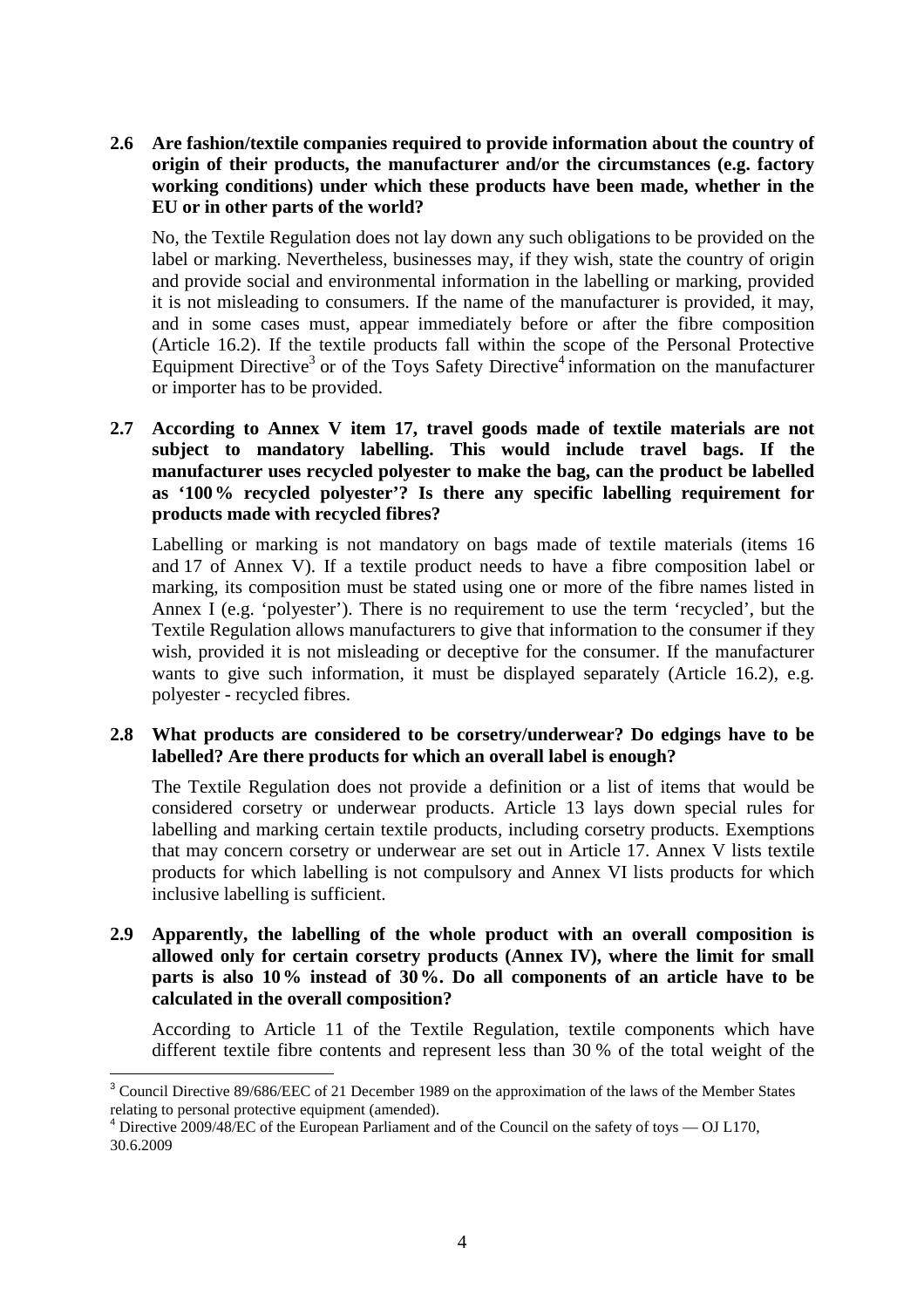**2.6 Are fashion/textile companies required to provide information about the country of origin of their products, the manufacturer and/or the circumstances (e.g. factory working conditions) under which these products have been made, whether in the EU or in other parts of the world?**

No, the Textile Regulation does not lay down any such obligations to be provided on the label or marking. Nevertheless, businesses may, if they wish, state the country of origin and provide social and environmental information in the labelling or marking, provided it is not misleading to consumers. If the name of the manufacturer is provided, it may, and in some cases must, appear immediately before or after the fibre composition (Article 16.2). If the textile products fall within the scope of the Personal Protective Equipment Directive[3] or of the Toys Safety Directive[4] information on the manufacturer or importer has to be provided.

**2.7 According to Annex V item 17, travel goods made of textile materials are not subject to mandatory labelling. This would include travel bags. If the manufacturer uses recycled polyester to make the bag, can the product be labelled as '100 % recycled polyester'? Is there any specific labelling requirement for products made with recycled fibres?**

Labelling or marking is not mandatory on bags made of textile materials (items 16 and 17 of Annex V). If a textile product needs to have a fibre composition label or marking, its composition must be stated using one or more of the fibre names listed in Annex I (e.g. 'polyester'). There is no requirement to use the term 'recycled', but the Textile Regulation allows manufacturers to give that information to the consumer if they wish, provided it is not misleading or deceptive for the consumer. If the manufacturer wants to give such information, it must be displayed separately (Article 16.2), e.g. polyester - recycled fibres.

**2.8 What products are considered to be corsetry/underwear? Do edgings have to be labelled? Are there products for which an overall label is enough?**

The Textile Regulation does not provide a definition or a list of items that would be considered corsetry or underwear products. Article 13 lays down special rules for labelling and marking certain textile products, including corsetry products. Exemptions that may concern corsetry or underwear are set out in Article 17. Annex V lists textile products for which labelling is not compulsory and Annex VI lists products for which inclusive labelling is sufficient.

**2.9 Apparently, the labelling of the whole product with an overall composition is allowed only for certain corsetry products (Annex IV), where the limit for small parts is also 10 % instead of 30 %. Do all components of an article have to be calculated in the overall composition?**

According to Article 11 of the Textile Regulation, textile components which have different textile fibre contents and represent less than 30 % of the total weight of the

---

[3] Council Directive 89/686/EEC of 21 December 1989 on the approximation of the laws of the Member States relating to personal protective equipment (amended).

[4] Directive 2009/48/EC of the European Parliament and of the Council on the safety of toys — OJ L170, 30.6.2009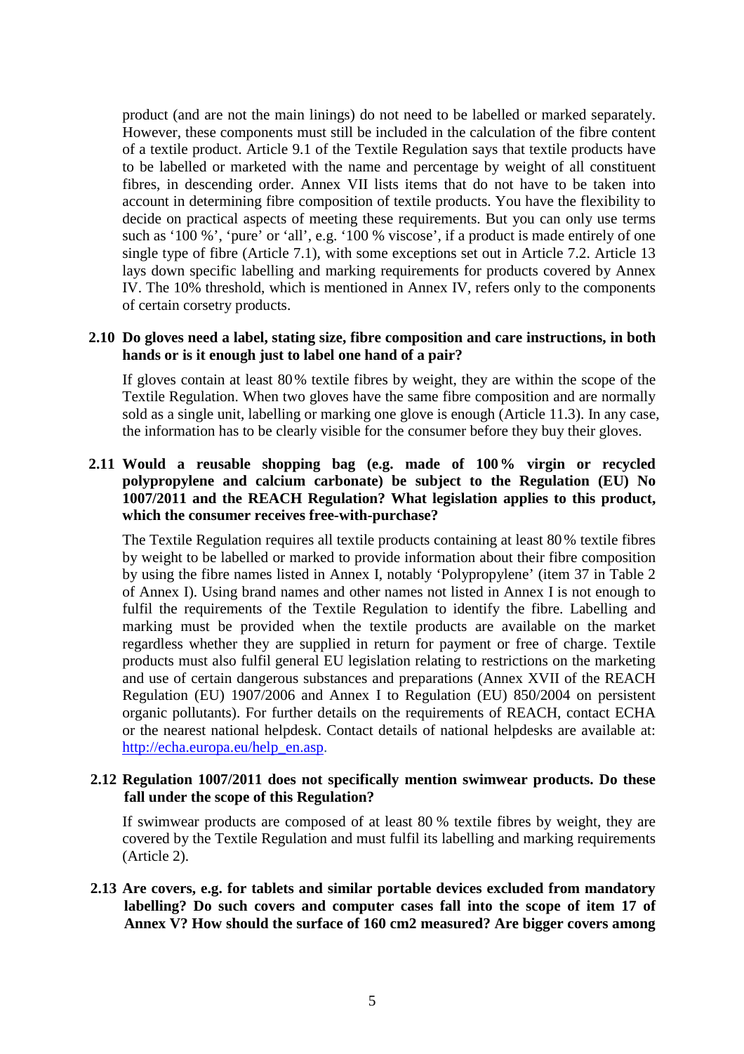product (and are not the main linings) do not need to be labelled or marked separately. However, these components must still be included in the calculation of the fibre content of a textile product. Article 9.1 of the Textile Regulation says that textile products have to be labelled or marketed with the name and percentage by weight of all constituent fibres, in descending order. Annex VII lists items that do not have to be taken into account in determining fibre composition of textile products. You have the flexibility to decide on practical aspects of meeting these requirements. But you can only use terms such as '100 %', 'pure' or 'all', e.g. '100 % viscose', if a product is made entirely of one single type of fibre (Article 7.1), with some exceptions set out in Article 7.2. Article 13 lays down specific labelling and marking requirements for products covered by Annex IV. The 10% threshold, which is mentioned in Annex IV, refers only to the components of certain corsetry products.

**2.10 Do gloves need a label, stating size, fibre composition and care instructions, in both hands or is it enough just to label one hand of a pair?**

If gloves contain at least 80 % textile fibres by weight, they are within the scope of the Textile Regulation. When two gloves have the same fibre composition and are normally sold as a single unit, labelling or marking one glove is enough (Article 11.3). In any case, the information has to be clearly visible for the consumer before they buy their gloves.

**2.11 Would a reusable shopping bag (e.g. made of 100 % virgin or recycled polypropylene and calcium carbonate) be subject to the Regulation (EU) No 1007/2011 and the REACH Regulation? What legislation applies to this product, which the consumer receives free-with-purchase?**

The Textile Regulation requires all textile products containing at least 80 % textile fibres by weight to be labelled or marked to provide information about their fibre composition by using the fibre names listed in Annex I, notably 'Polypropylene' (item 37 in Table 2 of Annex I). Using brand names and other names not listed in Annex I is not enough to fulfil the requirements of the Textile Regulation to identify the fibre. Labelling and marking must be provided when the textile products are available on the market regardless whether they are supplied in return for payment or free of charge. Textile products must also fulfil general EU legislation relating to restrictions on the marketing and use of certain dangerous substances and preparations (Annex XVII of the REACH Regulation (EU) 1907/2006 and Annex I to Regulation (EU) 850/2004 on persistent organic pollutants). For further details on the requirements of REACH, contact ECHA or the nearest national helpdesk. Contact details of national helpdesks are available at: http://echa.europa.eu/help_en.asp.

**2.12 Regulation 1007/2011 does not specifically mention swimwear products. Do these fall under the scope of this Regulation?**

If swimwear products are composed of at least 80 % textile fibres by weight, they are covered by the Textile Regulation and must fulfil its labelling and marking requirements (Article 2).

**2.13 Are covers, e.g. for tablets and similar portable devices excluded from mandatory labelling? Do such covers and computer cases fall into the scope of item 17 of Annex V? How should the surface of 160 cm2 measured? Are bigger covers among**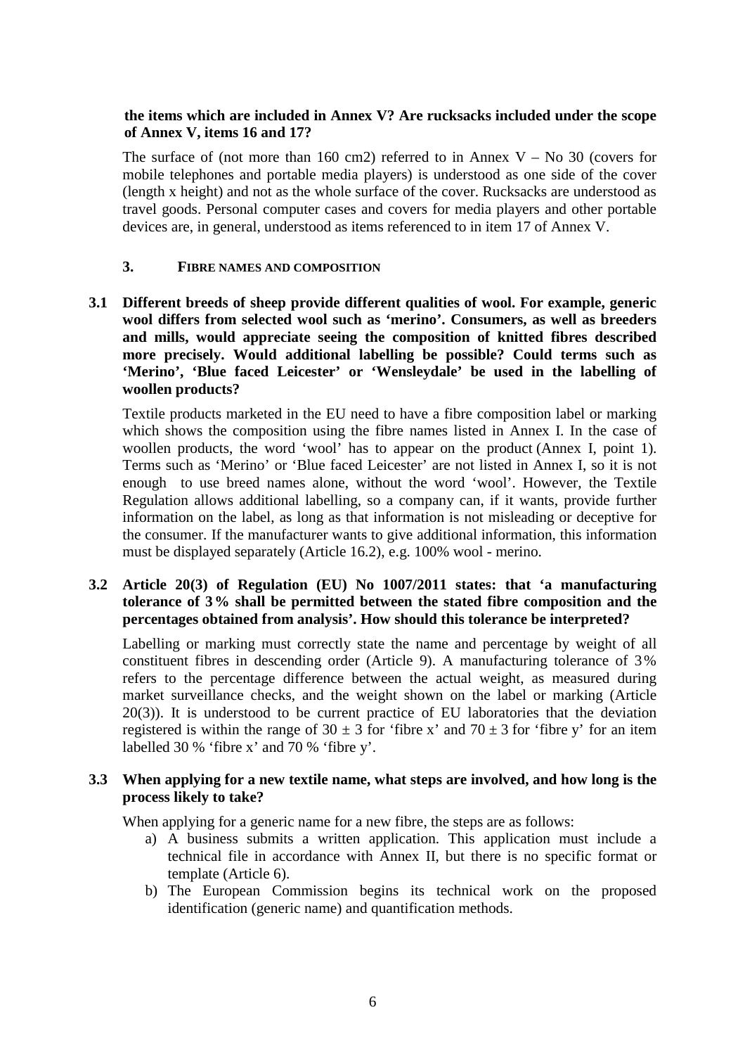**the items which are included in Annex V? Are rucksacks included under the scope of Annex V, items 16 and 17?**

The surface of (not more than 160 cm2) referred to in Annex V – No 30 (covers for mobile telephones and portable media players) is understood as one side of the cover (length x height) and not as the whole surface of the cover. Rucksacks are understood as travel goods. Personal computer cases and covers for media players and other portable devices are, in general, understood as items referenced to in item 17 of Annex V.

## 3. FIBRE NAMES AND COMPOSITION

**3.1 Different breeds of sheep provide different qualities of wool. For example, generic wool differs from selected wool such as 'merino'. Consumers, as well as breeders and mills, would appreciate seeing the composition of knitted fibres described more precisely. Would additional labelling be possible? Could terms such as 'Merino', 'Blue faced Leicester' or 'Wensleydale' be used in the labelling of woollen products?**

Textile products marketed in the EU need to have a fibre composition label or marking which shows the composition using the fibre names listed in Annex I. In the case of woollen products, the word 'wool' has to appear on the product (Annex I, point 1). Terms such as 'Merino' or 'Blue faced Leicester' are not listed in Annex I, so it is not enough to use breed names alone, without the word 'wool'. However, the Textile Regulation allows additional labelling, so a company can, if it wants, provide further information on the label, as long as that information is not misleading or deceptive for the consumer. If the manufacturer wants to give additional information, this information must be displayed separately (Article 16.2), e.g. 100% wool - merino.

**3.2 Article 20(3) of Regulation (EU) No 1007/2011 states: that 'a manufacturing tolerance of 3 % shall be permitted between the stated fibre composition and the percentages obtained from analysis'. How should this tolerance be interpreted?**

Labelling or marking must correctly state the name and percentage by weight of all constituent fibres in descending order (Article 9). A manufacturing tolerance of 3% refers to the percentage difference between the actual weight, as measured during market surveillance checks, and the weight shown on the label or marking (Article 20(3)). It is understood to be current practice of EU laboratories that the deviation registered is within the range of $30 \pm 3$ for 'fibre x' and $70 \pm 3$ for 'fibre y' for an item labelled 30 % 'fibre x' and 70 % 'fibre y'.

**3.3 When applying for a new textile name, what steps are involved, and how long is the process likely to take?**

When applying for a generic name for a new fibre, the steps are as follows:

a) A business submits a written application. This application must include a technical file in accordance with Annex II, but there is no specific format or template (Article 6).
b) The European Commission begins its technical work on the proposed identification (generic name) and quantification methods.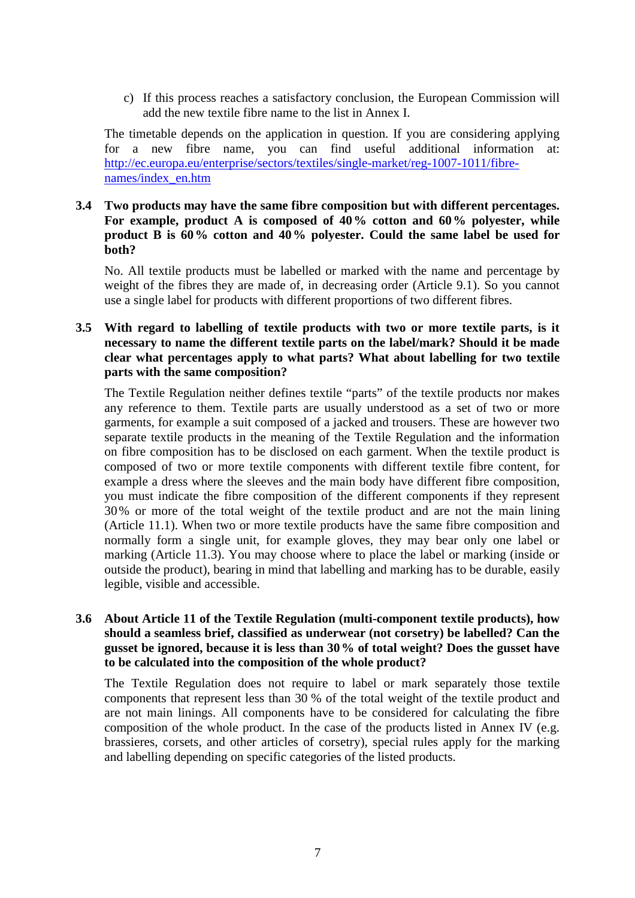c) If this process reaches a satisfactory conclusion, the European Commission will add the new textile fibre name to the list in Annex I.

The timetable depends on the application in question. If you are considering applying for a new fibre name, you can find useful additional information at: [http://ec.europa.eu/enterprise/sectors/textiles/single-market/reg-1007-1011/fibre-names/index_en.htm](http://ec.europa.eu/enterprise/sectors/textiles/single-market/reg-1007-1011/fibre-names/index_en.htm)

### 3.4 Two products may have the same fibre composition but with different percentages. For example, product A is composed of 40 % cotton and 60 % polyester, while product B is 60 % cotton and 40 % polyester. Could the same label be used for both?

No. All textile products must be labelled or marked with the name and percentage by weight of the fibres they are made of, in decreasing order (Article 9.1). So you cannot use a single label for products with different proportions of two different fibres.

### 3.5 With regard to labelling of textile products with two or more textile parts, is it necessary to name the different textile parts on the label/mark? Should it be made clear what percentages apply to what parts? What about labelling for two textile parts with the same composition?

The Textile Regulation neither defines textile "parts" of the textile products nor makes any reference to them. Textile parts are usually understood as a set of two or more garments, for example a suit composed of a jacked and trousers. These are however two separate textile products in the meaning of the Textile Regulation and the information on fibre composition has to be disclosed on each garment. When the textile product is composed of two or more textile components with different textile fibre content, for example a dress where the sleeves and the main body have different fibre composition, you must indicate the fibre composition of the different components if they represent 30% or more of the total weight of the textile product and are not the main lining (Article 11.1). When two or more textile products have the same fibre composition and normally form a single unit, for example gloves, they may bear only one label or marking (Article 11.3). You may choose where to place the label or marking (inside or outside the product), bearing in mind that labelling and marking has to be durable, easily legible, visible and accessible.

### 3.6 About Article 11 of the Textile Regulation (multi-component textile products), how should a seamless brief, classified as underwear (not corsetry) be labelled? Can the gusset be ignored, because it is less than 30 % of total weight? Does the gusset have to be calculated into the composition of the whole product?

The Textile Regulation does not require to label or mark separately those textile components that represent less than 30 % of the total weight of the textile product and are not main linings. All components have to be considered for calculating the fibre composition of the whole product. In the case of the products listed in Annex IV (e.g. brassieres, corsets, and other articles of corsetry), special rules apply for the marking and labelling depending on specific categories of the listed products.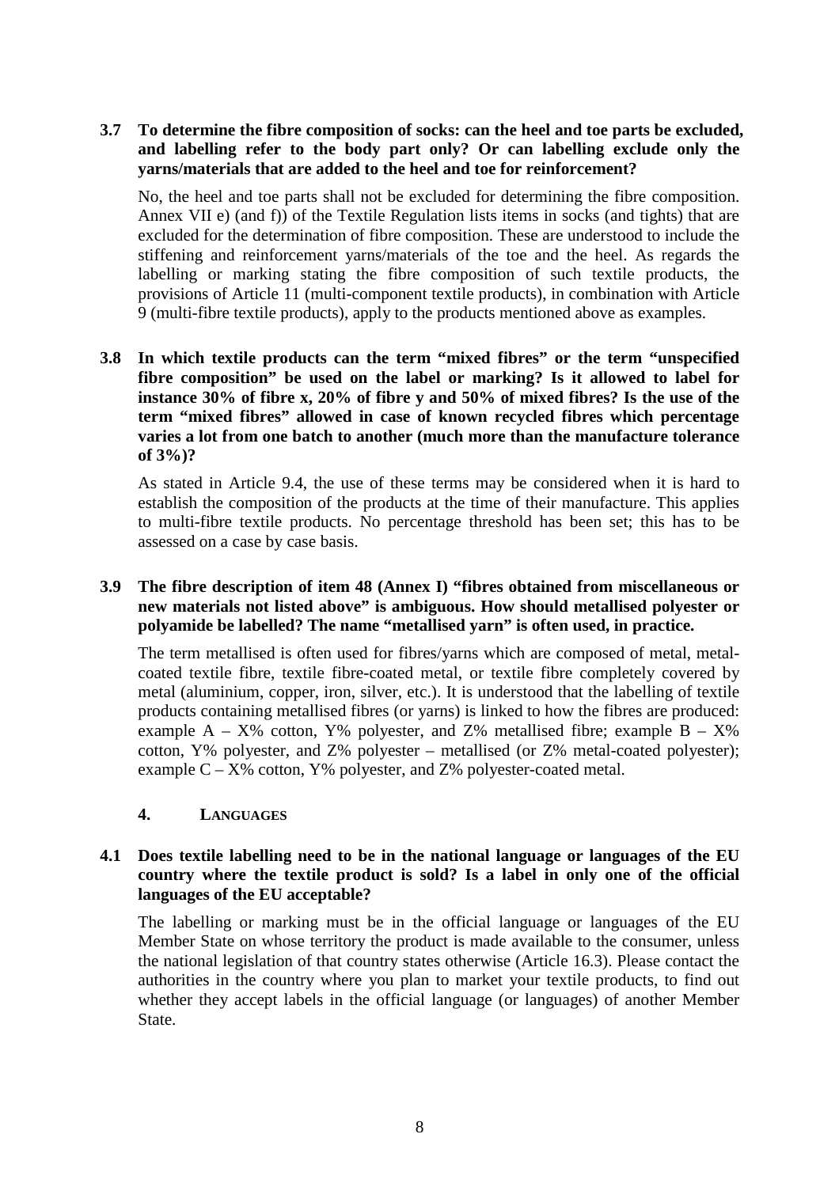### 3.7 To determine the fibre composition of socks: can the heel and toe parts be excluded, and labelling refer to the body part only? Or can labelling exclude only the yarns/materials that are added to the heel and toe for reinforcement?

No, the heel and toe parts shall not be excluded for determining the fibre composition. Annex VII e) (and f)) of the Textile Regulation lists items in socks (and tights) that are excluded for the determination of fibre composition. These are understood to include the stiffening and reinforcement yarns/materials of the toe and the heel. As regards the labelling or marking stating the fibre composition of such textile products, the provisions of Article 11 (multi-component textile products), in combination with Article 9 (multi-fibre textile products), apply to the products mentioned above as examples.

### 3.8 In which textile products can the term "mixed fibres" or the term "unspecified fibre composition" be used on the label or marking? Is it allowed to label for instance 30% of fibre x, 20% of fibre y and 50% of mixed fibres? Is the use of the term "mixed fibres" allowed in case of known recycled fibres which percentage varies a lot from one batch to another (much more than the manufacture tolerance of 3%)?

As stated in Article 9.4, the use of these terms may be considered when it is hard to establish the composition of the products at the time of their manufacture. This applies to multi-fibre textile products. No percentage threshold has been set; this has to be assessed on a case by case basis.

### 3.9 The fibre description of item 48 (Annex I) "fibres obtained from miscellaneous or new materials not listed above" is ambiguous. How should metallised polyester or polyamide be labelled? The name "metallised yarn" is often used, in practice.

The term metallised is often used for fibres/yarns which are composed of metal, metal-coated textile fibre, textile fibre-coated metal, or textile fibre completely covered by metal (aluminium, copper, iron, silver, etc.). It is understood that the labelling of textile products containing metallised fibres (or yarns) is linked to how the fibres are produced: example A – X% cotton, Y% polyester, and Z% metallised fibre; example B – X% cotton, Y% polyester, and Z% polyester – metallised (or Z% metal-coated polyester); example C – X% cotton, Y% polyester, and Z% polyester-coated metal.

## 4. LANGUAGES

### 4.1 Does textile labelling need to be in the national language or languages of the EU country where the textile product is sold? Is a label in only one of the official languages of the EU acceptable?

The labelling or marking must be in the official language or languages of the EU Member State on whose territory the product is made available to the consumer, unless the national legislation of that country states otherwise (Article 16.3). Please contact the authorities in the country where you plan to market your textile products, to find out whether they accept labels in the official language (or languages) of another Member State.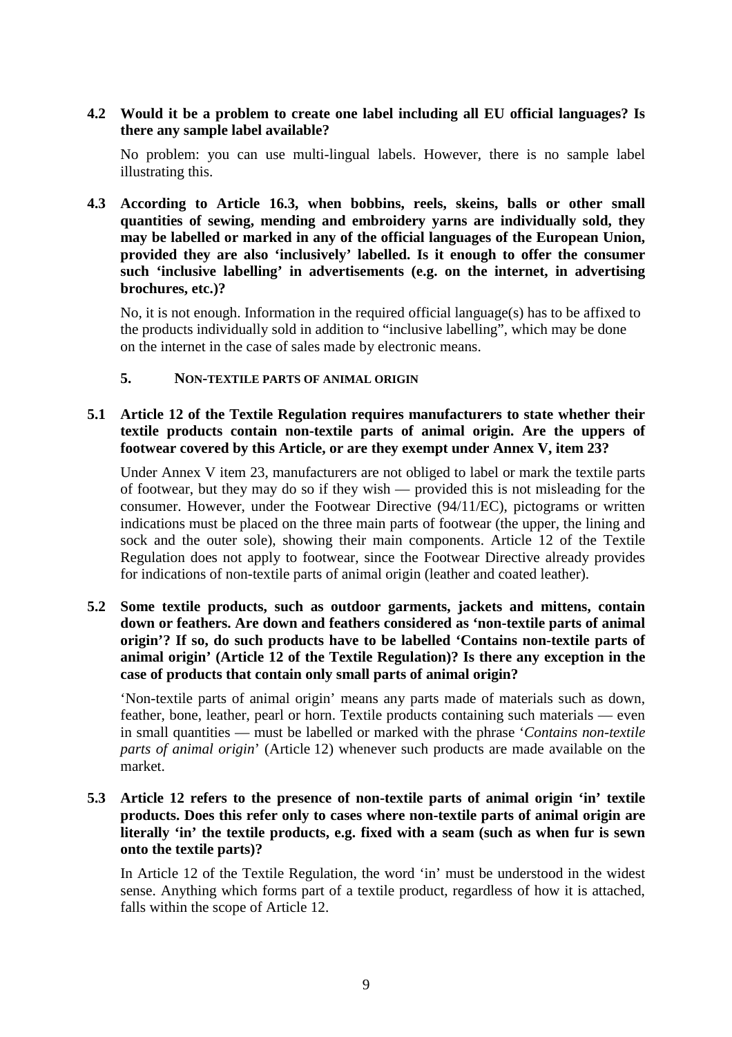**4.2 Would it be a problem to create one label including all EU official languages? Is there any sample label available?**

No problem: you can use multi-lingual labels. However, there is no sample label illustrating this.

**4.3 According to Article 16.3, when bobbins, reels, skeins, balls or other small quantities of sewing, mending and embroidery yarns are individually sold, they may be labelled or marked in any of the official languages of the European Union, provided they are also 'inclusively' labelled. Is it enough to offer the consumer such 'inclusive labelling' in advertisements (e.g. on the internet, in advertising brochures, etc.)?**

No, it is not enough. Information in the required official language(s) has to be affixed to the products individually sold in addition to "inclusive labelling", which may be done on the internet in the case of sales made by electronic means.

## 5. NON-TEXTILE PARTS OF ANIMAL ORIGIN

**5.1 Article 12 of the Textile Regulation requires manufacturers to state whether their textile products contain non-textile parts of animal origin. Are the uppers of footwear covered by this Article, or are they exempt under Annex V, item 23?**

Under Annex V item 23, manufacturers are not obliged to label or mark the textile parts of footwear, but they may do so if they wish — provided this is not misleading for the consumer. However, under the Footwear Directive (94/11/EC), pictograms or written indications must be placed on the three main parts of footwear (the upper, the lining and sock and the outer sole), showing their main components. Article 12 of the Textile Regulation does not apply to footwear, since the Footwear Directive already provides for indications of non-textile parts of animal origin (leather and coated leather).

**5.2 Some textile products, such as outdoor garments, jackets and mittens, contain down or feathers. Are down and feathers considered as 'non-textile parts of animal origin'? If so, do such products have to be labelled 'Contains non-textile parts of animal origin' (Article 12 of the Textile Regulation)? Is there any exception in the case of products that contain only small parts of animal origin?**

'Non-textile parts of animal origin' means any parts made of materials such as down, feather, bone, leather, pearl or horn. Textile products containing such materials — even in small quantities — must be labelled or marked with the phrase '*Contains non-textile parts of animal origin*' (Article 12) whenever such products are made available on the market.

**5.3 Article 12 refers to the presence of non-textile parts of animal origin 'in' textile products. Does this refer only to cases where non-textile parts of animal origin are literally 'in' the textile products, e.g. fixed with a seam (such as when fur is sewn onto the textile parts)?**

In Article 12 of the Textile Regulation, the word 'in' must be understood in the widest sense. Anything which forms part of a textile product, regardless of how it is attached, falls within the scope of Article 12.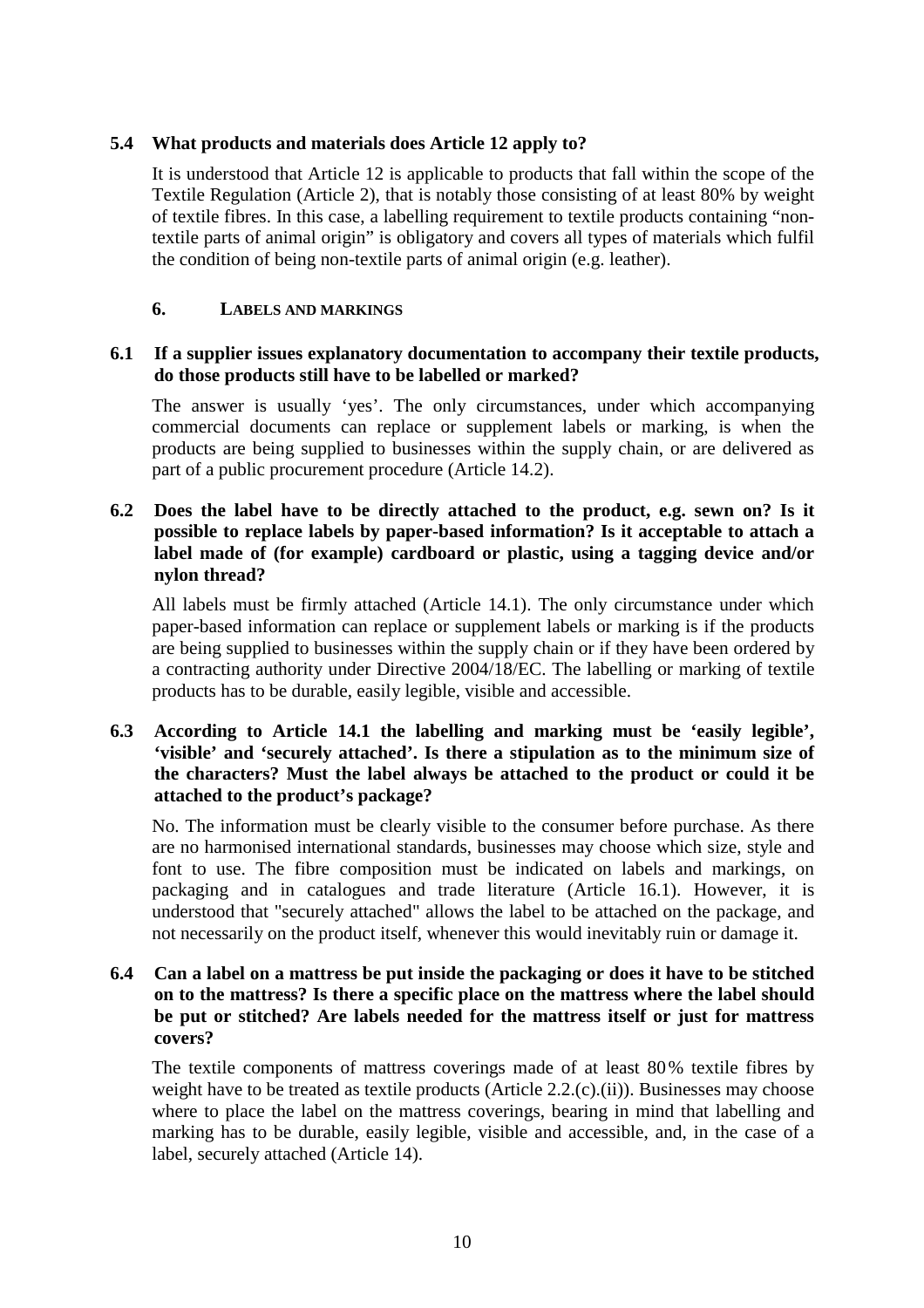### 5.4 What products and materials does Article 12 apply to?

It is understood that Article 12 is applicable to products that fall within the scope of the Textile Regulation (Article 2), that is notably those consisting of at least 80% by weight of textile fibres. In this case, a labelling requirement to textile products containing "non-textile parts of animal origin" is obligatory and covers all types of materials which fulfil the condition of being non-textile parts of animal origin (e.g. leather).

## 6. LABELS AND MARKINGS

### 6.1 If a supplier issues explanatory documentation to accompany their textile products, do those products still have to be labelled or marked?

The answer is usually 'yes'. The only circumstances, under which accompanying commercial documents can replace or supplement labels or marking, is when the products are being supplied to businesses within the supply chain, or are delivered as part of a public procurement procedure (Article 14.2).

### 6.2 Does the label have to be directly attached to the product, e.g. sewn on? Is it possible to replace labels by paper-based information? Is it acceptable to attach a label made of (for example) cardboard or plastic, using a tagging device and/or nylon thread?

All labels must be firmly attached (Article 14.1). The only circumstance under which paper-based information can replace or supplement labels or marking is if the products are being supplied to businesses within the supply chain or if they have been ordered by a contracting authority under Directive 2004/18/EC. The labelling or marking of textile products has to be durable, easily legible, visible and accessible.

### 6.3 According to Article 14.1 the labelling and marking must be 'easily legible', 'visible' and 'securely attached'. Is there a stipulation as to the minimum size of the characters? Must the label always be attached to the product or could it be attached to the product's package?

No. The information must be clearly visible to the consumer before purchase. As there are no harmonised international standards, businesses may choose which size, style and font to use. The fibre composition must be indicated on labels and markings, on packaging and in catalogues and trade literature (Article 16.1). However, it is understood that "securely attached" allows the label to be attached on the package, and not necessarily on the product itself, whenever this would inevitably ruin or damage it.

### 6.4 Can a label on a mattress be put inside the packaging or does it have to be stitched on to the mattress? Is there a specific place on the mattress where the label should be put or stitched? Are labels needed for the mattress itself or just for mattress covers?

The textile components of mattress coverings made of at least 80% textile fibres by weight have to be treated as textile products (Article 2.2.(c).(ii)). Businesses may choose where to place the label on the mattress coverings, bearing in mind that labelling and marking has to be durable, easily legible, visible and accessible, and, in the case of a label, securely attached (Article 14).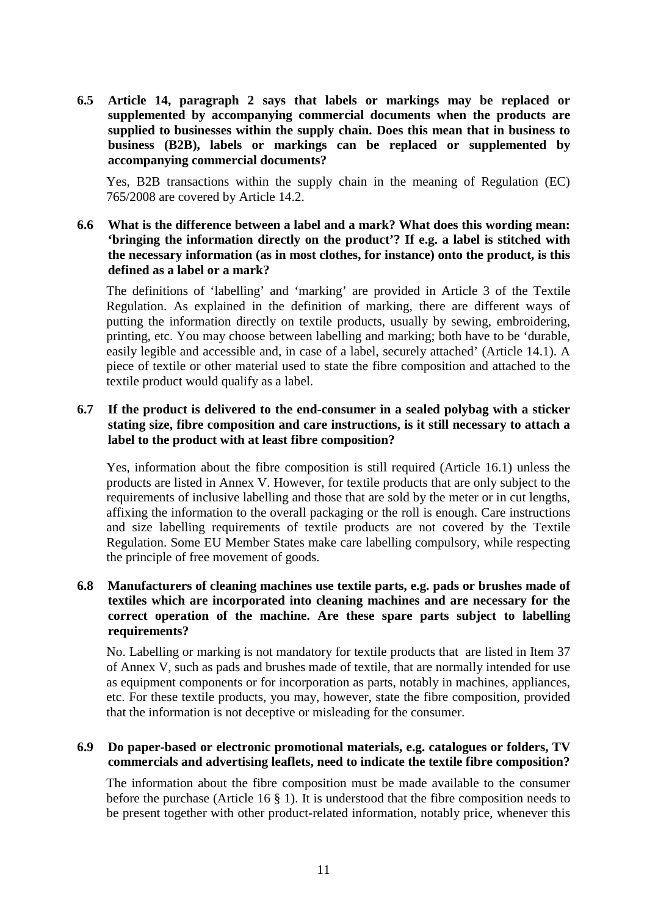**6.5 Article 14, paragraph 2 says that labels or markings may be replaced or supplemented by accompanying commercial documents when the products are supplied to businesses within the supply chain. Does this mean that in business to business (B2B), labels or markings can be replaced or supplemented by accompanying commercial documents?**

Yes, B2B transactions within the supply chain in the meaning of Regulation (EC) 765/2008 are covered by Article 14.2.

**6.6 What is the difference between a label and a mark? What does this wording mean: 'bringing the information directly on the product'? If e.g. a label is stitched with the necessary information (as in most clothes, for instance) onto the product, is this defined as a label or a mark?**

The definitions of 'labelling' and 'marking' are provided in Article 3 of the Textile Regulation. As explained in the definition of marking, there are different ways of putting the information directly on textile products, usually by sewing, embroidering, printing, etc. You may choose between labelling and marking; both have to be 'durable, easily legible and accessible and, in case of a label, securely attached' (Article 14.1). A piece of textile or other material used to state the fibre composition and attached to the textile product would qualify as a label.

**6.7 If the product is delivered to the end-consumer in a sealed polybag with a sticker stating size, fibre composition and care instructions, is it still necessary to attach a label to the product with at least fibre composition?**

Yes, information about the fibre composition is still required (Article 16.1) unless the products are listed in Annex V. However, for textile products that are only subject to the requirements of inclusive labelling and those that are sold by the meter or in cut lengths, affixing the information to the overall packaging or the roll is enough. Care instructions and size labelling requirements of textile products are not covered by the Textile Regulation. Some EU Member States make care labelling compulsory, while respecting the principle of free movement of goods.

**6.8 Manufacturers of cleaning machines use textile parts, e.g. pads or brushes made of textiles which are incorporated into cleaning machines and are necessary for the correct operation of the machine. Are these spare parts subject to labelling requirements?**

No. Labelling or marking is not mandatory for textile products that are listed in Item 37 of Annex V, such as pads and brushes made of textile, that are normally intended for use as equipment components or for incorporation as parts, notably in machines, appliances, etc. For these textile products, you may, however, state the fibre composition, provided that the information is not deceptive or misleading for the consumer.

**6.9 Do paper-based or electronic promotional materials, e.g. catalogues or folders, TV commercials and advertising leaflets, need to indicate the textile fibre composition?**

The information about the fibre composition must be made available to the consumer before the purchase (Article 16 § 1). It is understood that the fibre composition needs to be present together with other product-related information, notably price, whenever this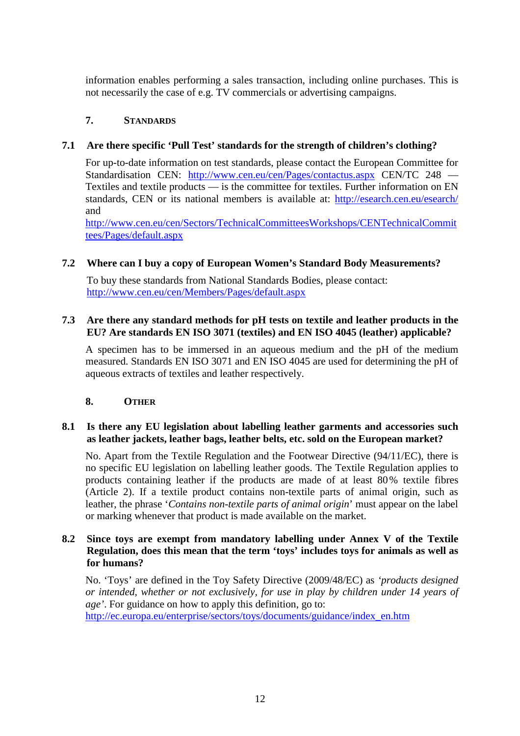information enables performing a sales transaction, including online purchases. This is not necessarily the case of e.g. TV commercials or advertising campaigns.

## 7. Standards

### 7.1 Are there specific 'Pull Test' standards for the strength of children's clothing?

For up-to-date information on test standards, please contact the European Committee for Standardisation CEN: http://www.cen.eu/cen/Pages/contactus.aspx CEN/TC 248 — Textiles and textile products — is the committee for textiles. Further information on EN standards, CEN or its national members is available at: http://esearch.cen.eu/esearch/ and http://www.cen.eu/cen/Sectors/TechnicalCommitteesWorkshops/CENTechnicalCommittees/Pages/default.aspx

### 7.2 Where can I buy a copy of European Women's Standard Body Measurements?

To buy these standards from National Standards Bodies, please contact: http://www.cen.eu/cen/Members/Pages/default.aspx

### 7.3 Are there any standard methods for pH tests on textile and leather products in the EU? Are standards EN ISO 3071 (textiles) and EN ISO 4045 (leather) applicable?

A specimen has to be immersed in an aqueous medium and the pH of the medium measured. Standards EN ISO 3071 and EN ISO 4045 are used for determining the pH of aqueous extracts of textiles and leather respectively.

## 8. Other

### 8.1 Is there any EU legislation about labelling leather garments and accessories such as leather jackets, leather bags, leather belts, etc. sold on the European market?

No. Apart from the Textile Regulation and the Footwear Directive (94/11/EC), there is no specific EU legislation on labelling leather goods. The Textile Regulation applies to products containing leather if the products are made of at least 80% textile fibres (Article 2). If a textile product contains non-textile parts of animal origin, such as leather, the phrase '*Contains non-textile parts of animal origin*' must appear on the label or marking whenever that product is made available on the market.

### 8.2 Since toys are exempt from mandatory labelling under Annex V of the Textile Regulation, does this mean that the term 'toys' includes toys for animals as well as for humans?

No. 'Toys' are defined in the Toy Safety Directive (2009/48/EC) as *'products designed or intended, whether or not exclusively, for use in play by children under 14 years of age'*. For guidance on how to apply this definition, go to: http://ec.europa.eu/enterprise/sectors/toys/documents/guidance/index_en.htm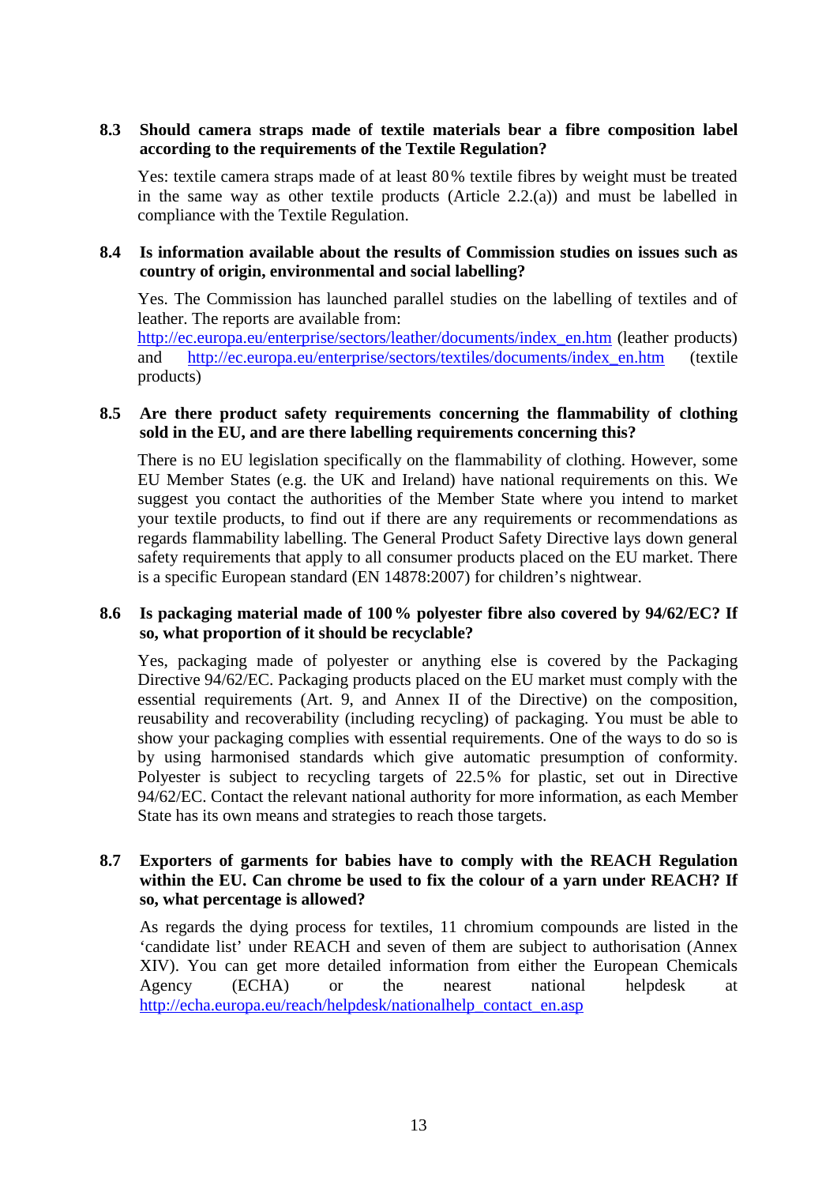### 8.3 Should camera straps made of textile materials bear a fibre composition label according to the requirements of the Textile Regulation?

Yes: textile camera straps made of at least 80 % textile fibres by weight must be treated in the same way as other textile products (Article 2.2.(a)) and must be labelled in compliance with the Textile Regulation.

### 8.4 Is information available about the results of Commission studies on issues such as country of origin, environmental and social labelling?

Yes. The Commission has launched parallel studies on the labelling of textiles and of leather. The reports are available from: http://ec.europa.eu/enterprise/sectors/leather/documents/index_en.htm (leather products) and http://ec.europa.eu/enterprise/sectors/textiles/documents/index_en.htm (textile products)

### 8.5 Are there product safety requirements concerning the flammability of clothing sold in the EU, and are there labelling requirements concerning this?

There is no EU legislation specifically on the flammability of clothing. However, some EU Member States (e.g. the UK and Ireland) have national requirements on this. We suggest you contact the authorities of the Member State where you intend to market your textile products, to find out if there are any requirements or recommendations as regards flammability labelling. The General Product Safety Directive lays down general safety requirements that apply to all consumer products placed on the EU market. There is a specific European standard (EN 14878:2007) for children's nightwear.

### 8.6 Is packaging material made of 100 % polyester fibre also covered by 94/62/EC? If so, what proportion of it should be recyclable?

Yes, packaging made of polyester or anything else is covered by the Packaging Directive 94/62/EC. Packaging products placed on the EU market must comply with the essential requirements (Art. 9, and Annex II of the Directive) on the composition, reusability and recoverability (including recycling) of packaging. You must be able to show your packaging complies with essential requirements. One of the ways to do so is by using harmonised standards which give automatic presumption of conformity. Polyester is subject to recycling targets of 22.5 % for plastic, set out in Directive 94/62/EC. Contact the relevant national authority for more information, as each Member State has its own means and strategies to reach those targets.

### 8.7 Exporters of garments for babies have to comply with the REACH Regulation within the EU. Can chrome be used to fix the colour of a yarn under REACH? If so, what percentage is allowed?

As regards the dying process for textiles, 11 chromium compounds are listed in the 'candidate list' under REACH and seven of them are subject to authorisation (Annex XIV). You can get more detailed information from either the European Chemicals Agency (ECHA) or the nearest national helpdesk at http://echa.europa.eu/reach/helpdesk/nationalhelp_contact_en.asp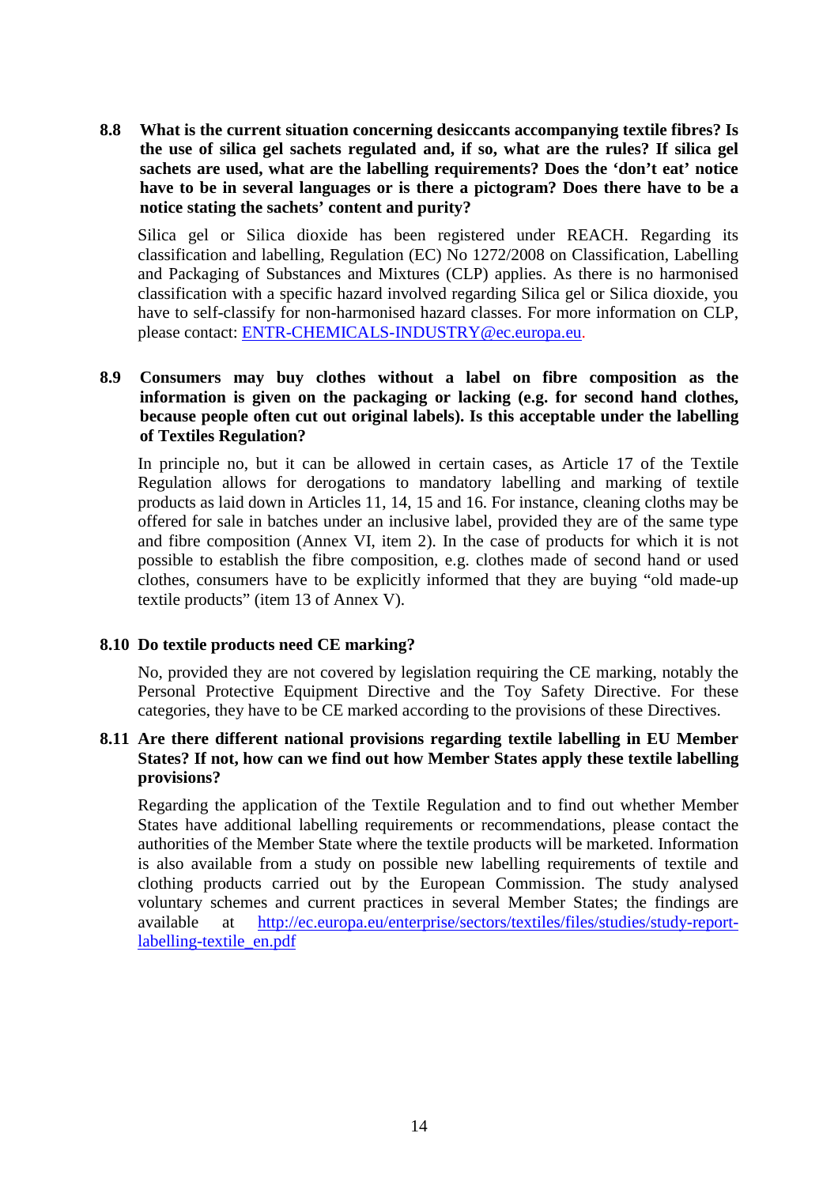**8.8 What is the current situation concerning desiccants accompanying textile fibres? Is the use of silica gel sachets regulated and, if so, what are the rules? If silica gel sachets are used, what are the labelling requirements? Does the 'don't eat' notice have to be in several languages or is there a pictogram? Does there have to be a notice stating the sachets' content and purity?**

Silica gel or Silica dioxide has been registered under REACH. Regarding its classification and labelling, Regulation (EC) No 1272/2008 on Classification, Labelling and Packaging of Substances and Mixtures (CLP) applies. As there is no harmonised classification with a specific hazard involved regarding Silica gel or Silica dioxide, you have to self-classify for non-harmonised hazard classes. For more information on CLP, please contact: ENTR-CHEMICALS-INDUSTRY@ec.europa.eu.

**8.9 Consumers may buy clothes without a label on fibre composition as the information is given on the packaging or lacking (e.g. for second hand clothes, because people often cut out original labels). Is this acceptable under the labelling of Textiles Regulation?**

In principle no, but it can be allowed in certain cases, as Article 17 of the Textile Regulation allows for derogations to mandatory labelling and marking of textile products as laid down in Articles 11, 14, 15 and 16. For instance, cleaning cloths may be offered for sale in batches under an inclusive label, provided they are of the same type and fibre composition (Annex VI, item 2). In the case of products for which it is not possible to establish the fibre composition, e.g. clothes made of second hand or used clothes, consumers have to be explicitly informed that they are buying "old made-up textile products" (item 13 of Annex V).

**8.10 Do textile products need CE marking?**

No, provided they are not covered by legislation requiring the CE marking, notably the Personal Protective Equipment Directive and the Toy Safety Directive. For these categories, they have to be CE marked according to the provisions of these Directives.

**8.11 Are there different national provisions regarding textile labelling in EU Member States? If not, how can we find out how Member States apply these textile labelling provisions?**

Regarding the application of the Textile Regulation and to find out whether Member States have additional labelling requirements or recommendations, please contact the authorities of the Member State where the textile products will be marketed. Information is also available from a study on possible new labelling requirements of textile and clothing products carried out by the European Commission. The study analysed voluntary schemes and current practices in several Member States; the findings are available at http://ec.europa.eu/enterprise/sectors/textiles/files/studies/study-report-labelling-textile_en.pdf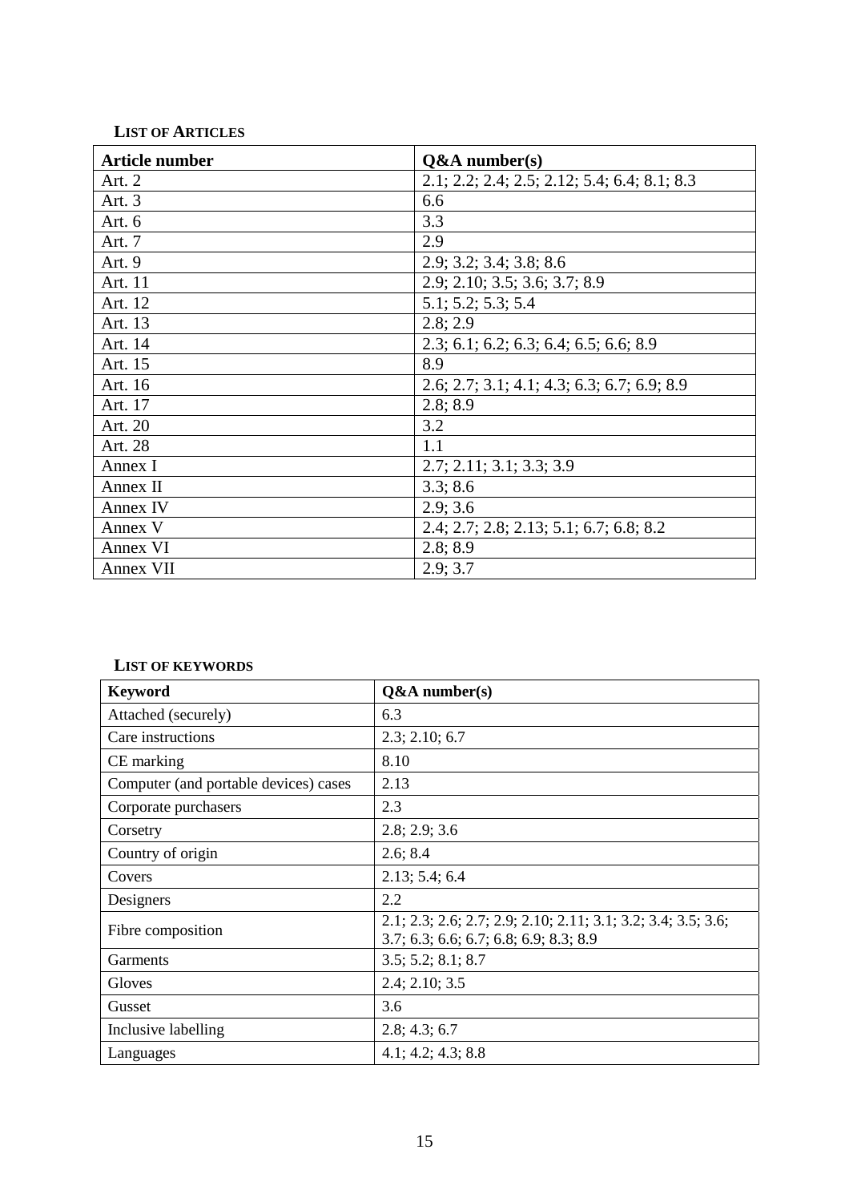**LIST OF ARTICLES**

| Article number | Q&A number(s) |
|---|---|
| Art. 2 | 2.1; 2.2; 2.4; 2.5; 2.12; 5.4; 6.4; 8.1; 8.3 |
| Art. 3 | 6.6 |
| Art. 6 | 3.3 |
| Art. 7 | 2.9 |
| Art. 9 | 2.9; 3.2; 3.4; 3.8; 8.6 |
| Art. 11 | 2.9; 2.10; 3.5; 3.6; 3.7; 8.9 |
| Art. 12 | 5.1; 5.2; 5.3; 5.4 |
| Art. 13 | 2.8; 2.9 |
| Art. 14 | 2.3; 6.1; 6.2; 6.3; 6.4; 6.5; 6.6; 8.9 |
| Art. 15 | 8.9 |
| Art. 16 | 2.6; 2.7; 3.1; 4.1; 4.3; 6.3; 6.7; 6.9; 8.9 |
| Art. 17 | 2.8; 8.9 |
| Art. 20 | 3.2 |
| Art. 28 | 1.1 |
| Annex I | 2.7; 2.11; 3.1; 3.3; 3.9 |
| Annex II | 3.3; 8.6 |
| Annex IV | 2.9; 3.6 |
| Annex V | 2.4; 2.7; 2.8; 2.13; 5.1; 6.7; 6.8; 8.2 |
| Annex VI | 2.8; 8.9 |
| Annex VII | 2.9; 3.7 |

**LIST OF KEYWORDS**

| Keyword | Q&A number(s) |
|---|---|
| Attached (securely) | 6.3 |
| Care instructions | 2.3; 2.10; 6.7 |
| CE marking | 8.10 |
| Computer (and portable devices) cases | 2.13 |
| Corporate purchasers | 2.3 |
| Corsetry | 2.8; 2.9; 3.6 |
| Country of origin | 2.6; 8.4 |
| Covers | 2.13; 5.4; 6.4 |
| Designers | 2.2 |
| Fibre composition | 2.1; 2.3; 2.6; 2.7; 2.9; 2.10; 2.11; 3.1; 3.2; 3.4; 3.5; 3.6; 3.7; 6.3; 6.6; 6.7; 6.8; 6.9; 8.3; 8.9 |
| Garments | 3.5; 5.2; 8.1; 8.7 |
| Gloves | 2.4; 2.10; 3.5 |
| Gusset | 3.6 |
| Inclusive labelling | 2.8; 4.3; 6.7 |
| Languages | 4.1; 4.2; 4.3; 8.8 |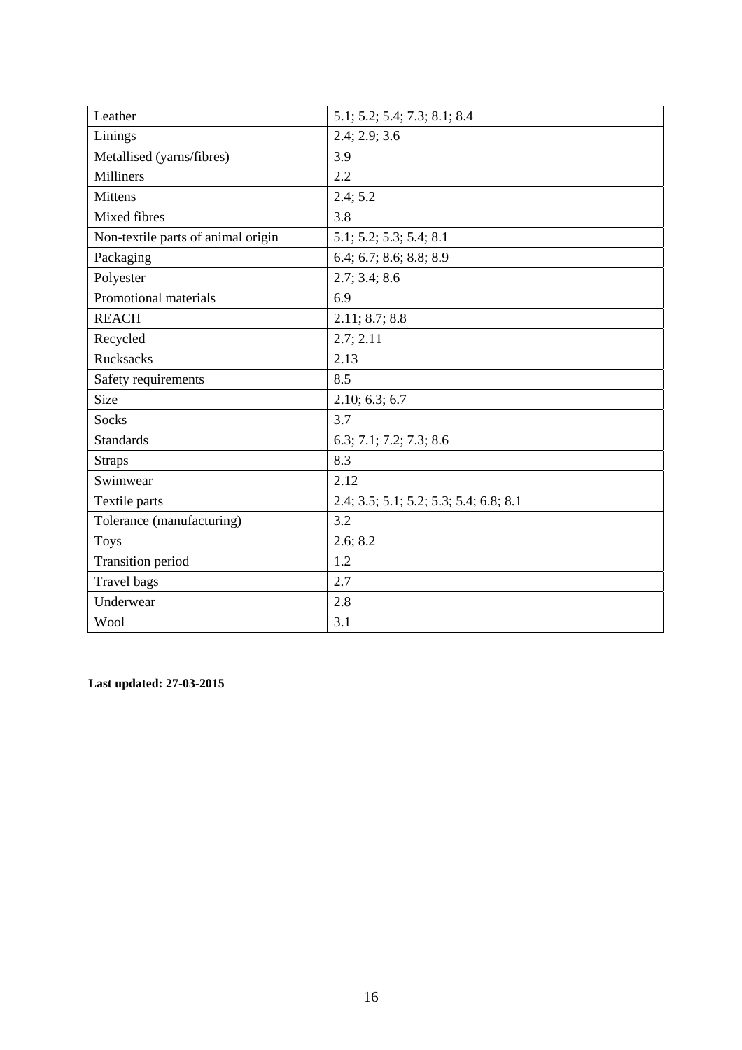| | |
|---|---|
| Leather | 5.1; 5.2; 5.4; 7.3; 8.1; 8.4 |
| Linings | 2.4; 2.9; 3.6 |
| Metallised (yarns/fibres) | 3.9 |
| Milliners | 2.2 |
| Mittens | 2.4; 5.2 |
| Mixed fibres | 3.8 |
| Non-textile parts of animal origin | 5.1; 5.2; 5.3; 5.4; 8.1 |
| Packaging | 6.4; 6.7; 8.6; 8.8; 8.9 |
| Polyester | 2.7; 3.4; 8.6 |
| Promotional materials | 6.9 |
| REACH | 2.11; 8.7; 8.8 |
| Recycled | 2.7; 2.11 |
| Rucksacks | 2.13 |
| Safety requirements | 8.5 |
| Size | 2.10; 6.3; 6.7 |
| Socks | 3.7 |
| Standards | 6.3; 7.1; 7.2; 7.3; 8.6 |
| Straps | 8.3 |
| Swimwear | 2.12 |
| Textile parts | 2.4; 3.5; 5.1; 5.2; 5.3; 5.4; 6.8; 8.1 |
| Tolerance (manufacturing) | 3.2 |
| Toys | 2.6; 8.2 |
| Transition period | 1.2 |
| Travel bags | 2.7 |
| Underwear | 2.8 |
| Wool | 3.1 |

**Last updated: 27-03-2015**